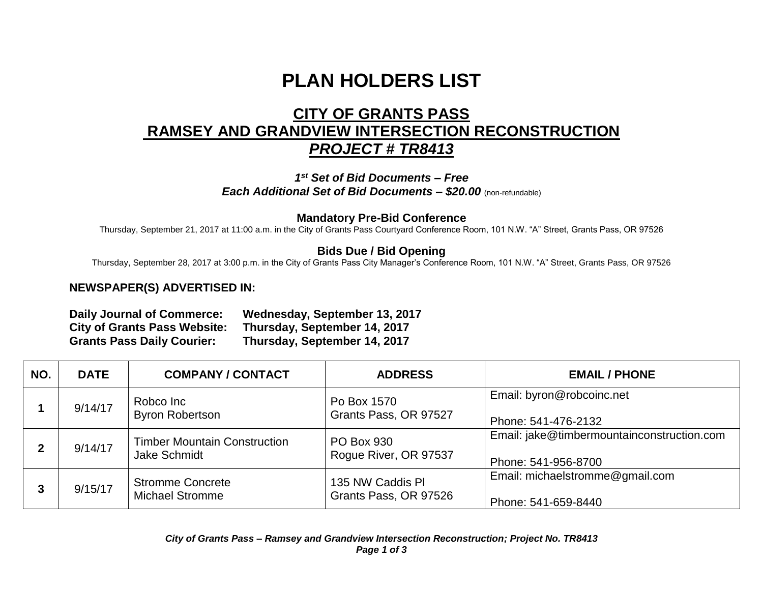# PLAN HOLDERS LIST

## CITY OF GRANTS PASS
## RAMSEY AND GRANDVIEW INTERSECTION RECONSTRUCTION
## *PROJECT # TR8413*

***1st Set of Bid Documents – Free***
***Each Additional Set of Bid Documents – $20.00*** (non-refundable)

**Mandatory Pre-Bid Conference**
Thursday, September 21, 2017 at 11:00 a.m. in the City of Grants Pass Courtyard Conference Room, 101 N.W. “A” Street, Grants Pass, OR 97526

**Bids Due / Bid Opening**
Thursday, September 28, 2017 at 3:00 p.m. in the City of Grants Pass City Manager’s Conference Room, 101 N.W. “A” Street, Grants Pass, OR 97526

**NEWSPAPER(S) ADVERTISED IN:**

**Daily Journal of Commerce: Wednesday, September 13, 2017**
**City of Grants Pass Website: Thursday, September 14, 2017**
**Grants Pass Daily Courier: Thursday, September 14, 2017**

| NO. | DATE | COMPANY / CONTACT | ADDRESS | EMAIL / PHONE |
|---|---|---|---|---|
| **1** | 9/14/17 | Robco Inc<br>Byron Robertson | Po Box 1570<br>Grants Pass, OR 97527 | Email: byron@robcoinc.net<br><br>Phone: 541-476-2132 |
| **2** | 9/14/17 | Timber Mountain Construction<br>Jake Schmidt | PO Box 930<br>Rogue River, OR 97537 | Email: jake@timbermountainconstruction.com<br><br>Phone: 541-956-8700 |
| **3** | 9/15/17 | Stromme Concrete<br>Michael Stromme | 135 NW Caddis Pl<br>Grants Pass, OR 97526 | Email: michaelstromme@gmail.com<br><br>Phone: 541-659-8440 |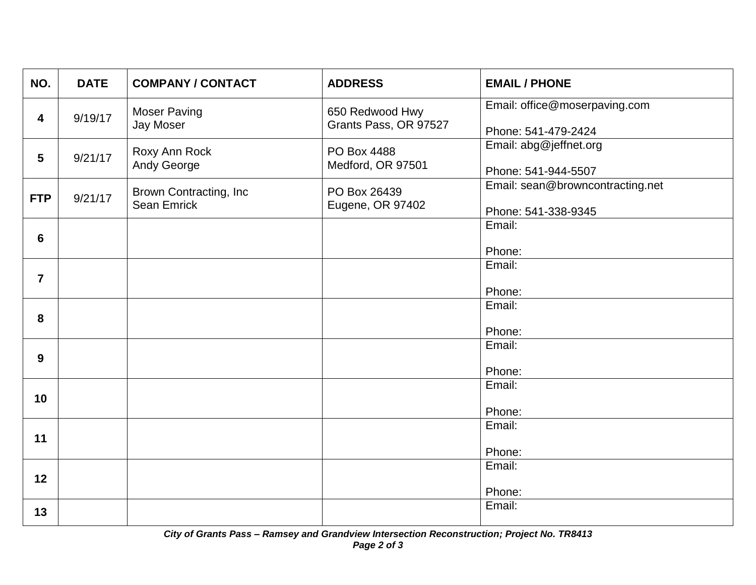| NO. | DATE | COMPANY / CONTACT | ADDRESS | EMAIL / PHONE |
|---|---|---|---|---|
| **4** | 9/19/17 | Moser Paving<br>Jay Moser | 650 Redwood Hwy<br>Grants Pass, OR 97527 | Email: office@moserpaving.com<br><br>Phone: 541-479-2424 |
| **5** | 9/21/17 | Roxy Ann Rock<br>Andy George | PO Box 4488<br>Medford, OR 97501 | Email: abg@jeffnet.org<br><br>Phone: 541-944-5507 |
| **FTP** | 9/21/17 | Brown Contracting, Inc<br>Sean Emrick | PO Box 26439<br>Eugene, OR 97402 | Email: sean@browncontracting.net<br><br>Phone: 541-338-9345 |
| **6** | | | | Email:<br><br>Phone: |
| **7** | | | | Email:<br><br>Phone: |
| **8** | | | | Email:<br><br>Phone: |
| **9** | | | | Email:<br><br>Phone: |
| **10** | | | | Email:<br><br>Phone: |
| **11** | | | | Email:<br><br>Phone: |
| **12** | | | | Email:<br><br>Phone: |
| **13** | | | | Email: |

***City of Grants Pass – Ramsey and Grandview Intersection Reconstruction; Project No. TR8413***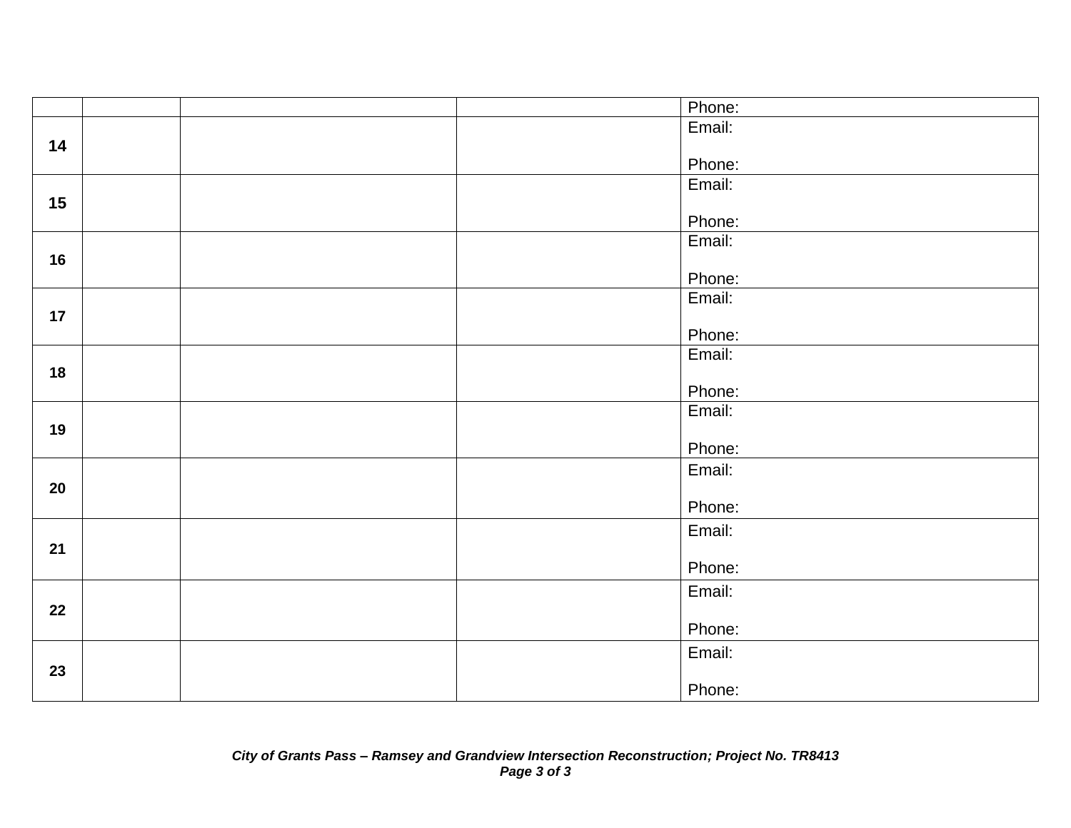| | | | | |
|---|---|---|---|---|
| | | | | Phone: |
| **14** | | | | Email:<br><br>Phone: |
| **15** | | | | Email:<br><br>Phone: |
| **16** | | | | Email:<br><br>Phone: |
| **17** | | | | Email:<br><br>Phone: |
| **18** | | | | Email:<br><br>Phone: |
| **19** | | | | Email:<br><br>Phone: |
| **20** | | | | Email:<br><br>Phone: |
| **21** | | | | Email:<br><br>Phone: |
| **22** | | | | Email:<br><br>Phone: |
| **23** | | | | Email:<br><br>Phone: |